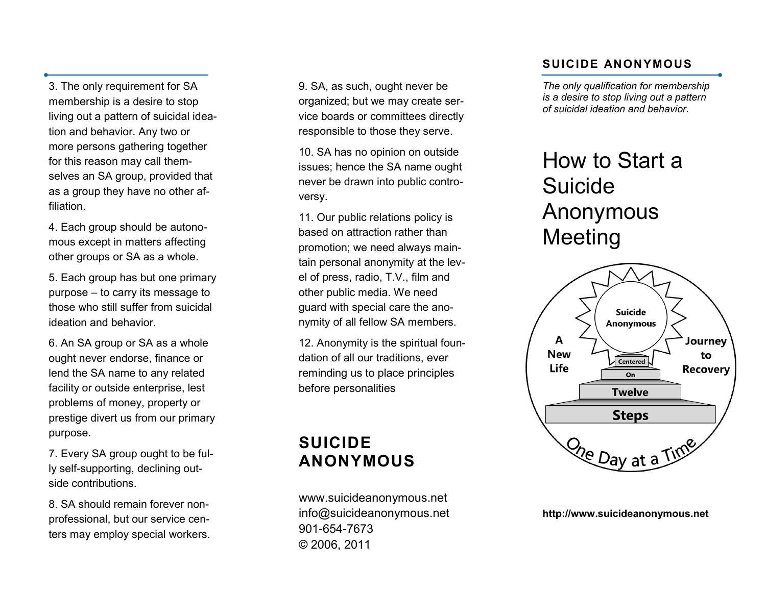3. The only requirement for SA membership is a desire to stop living out a pattern of suicidal ideation and behavior. Any two or more persons gathering together for this reason may call themselves an SA group, provided that as a group they have no other affiliation.

4. Each group should be autonomous except in matters affecting other groups or SA as a whole.

5. Each group has but one primary purpose – to carry its message to those who still suffer from suicidal ideation and behavior.

6. An SA group or SA as a whole ought never endorse, finance or lend the SA name to any related facility or outside enterprise, lest problems of money, property or prestige divert us from our primary purpose.

7. Every SA group ought to be fully self-supporting, declining outside contributions.

8. SA should remain forever nonprofessional, but our service centers may employ special workers.

9. SA, as such, ought never be organized; but we may create service boards or committees directly responsible to those they serve.

10. SA has no opinion on outside issues; hence the SA name ought never be drawn into public controversy.

11. Our public relations policy is based on attraction rather than promotion; we need always maintain personal anonymity at the level of press, radio, T.V., film and other public media. We need guard with special care the anonymity of all fellow SA members.

12. Anonymity is the spiritual foundation of all our traditions, ever reminding us to place principles before personalities

## SUICIDE ANONYMOUS

www.suicideanonymous.net
info@suicideanonymous.net
901-654-7673
© 2006, 2011

**SUICIDE ANONYMOUS**

*The only qualification for membership is a desire to stop living out a pattern of suicidal ideation and behavior.*

# How to Start a Suicide Anonymous Meeting

Suicide Anonymous

A New Life

Journey to Recovery

Centered On Twelve Steps

One Day at a Time

**http://www.suicideanonymous.net**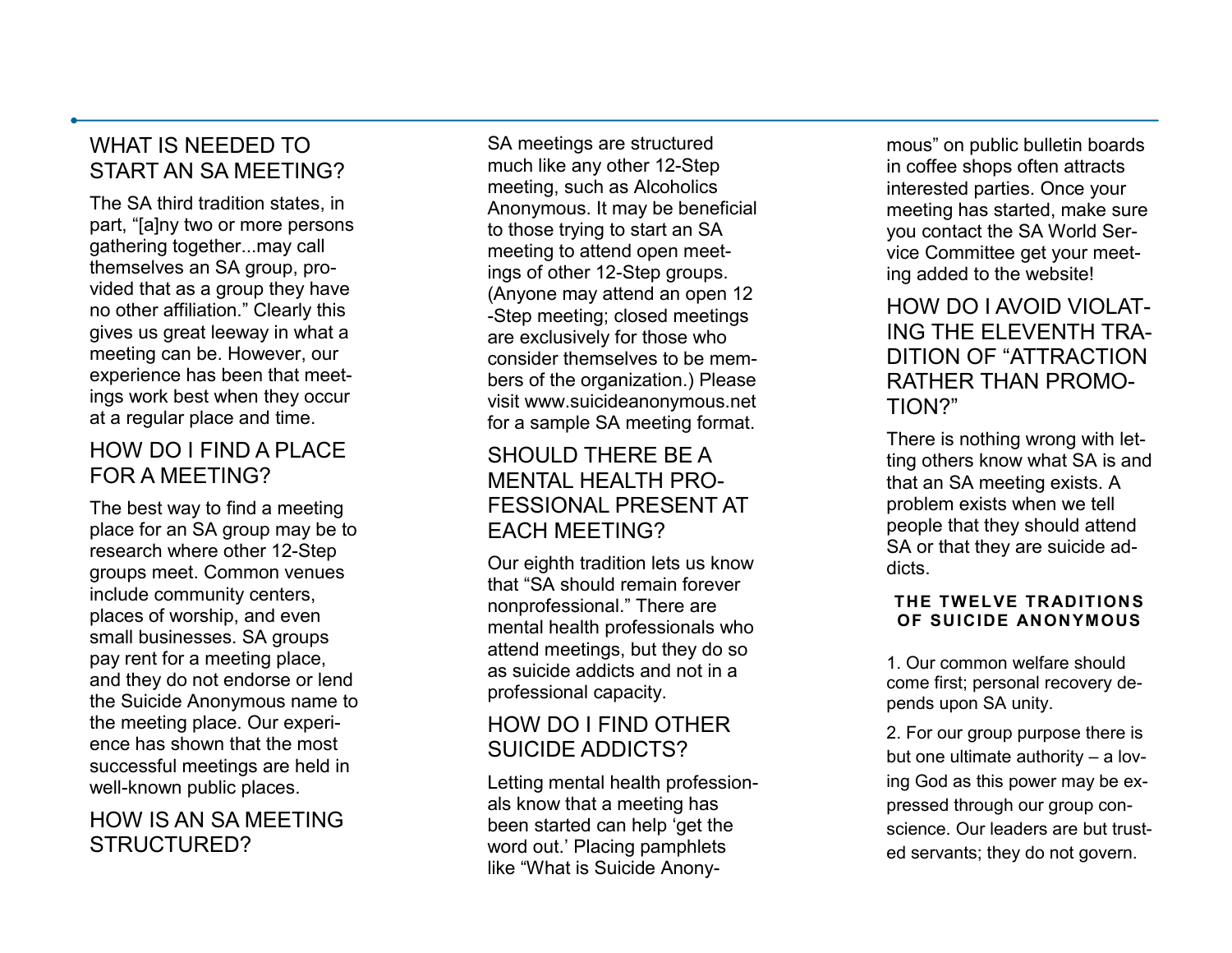## WHAT IS NEEDED TO START AN SA MEETING?

The SA third tradition states, in part, "[a]ny two or more persons gathering together...may call themselves an SA group, provided that as a group they have no other affiliation." Clearly this gives us great leeway in what a meeting can be. However, our experience has been that meetings work best when they occur at a regular place and time.

## HOW DO I FIND A PLACE FOR A MEETING?

The best way to find a meeting place for an SA group may be to research where other 12-Step groups meet. Common venues include community centers, places of worship, and even small businesses. SA groups pay rent for a meeting place, and they do not endorse or lend the Suicide Anonymous name to the meeting place. Our experience has shown that the most successful meetings are held in well-known public places.

## HOW IS AN SA MEETING STRUCTURED?

SA meetings are structured much like any other 12-Step meeting, such as Alcoholics Anonymous. It may be beneficial to those trying to start an SA meeting to attend open meetings of other 12-Step groups. (Anyone may attend an open 12-Step meeting; closed meetings are exclusively for those who consider themselves to be members of the organization.) Please visit www.suicideanonymous.net for a sample SA meeting format.

## SHOULD THERE BE A MENTAL HEALTH PROFESSIONAL PRESENT AT EACH MEETING?

Our eighth tradition lets us know that "SA should remain forever nonprofessional." There are mental health professionals who attend meetings, but they do so as suicide addicts and not in a professional capacity.

## HOW DO I FIND OTHER SUICIDE ADDICTS?

Letting mental health professionals know that a meeting has been started can help 'get the word out.' Placing pamphlets like "What is Suicide Anonymous" on public bulletin boards in coffee shops often attracts interested parties. Once your meeting has started, make sure you contact the SA World Service Committee get your meeting added to the website!

## HOW DO I AVOID VIOLATING THE ELEVENTH TRADITION OF "ATTRACTION RATHER THAN PROMOTION?"

There is nothing wrong with letting others know what SA is and that an SA meeting exists. A problem exists when we tell people that they should attend SA or that they are suicide addicts.

### THE TWELVE TRADITIONS OF SUICIDE ANONYMOUS

1. Our common welfare should come first; personal recovery depends upon SA unity.

2. For our group purpose there is but one ultimate authority – a loving God as this power may be expressed through our group conscience. Our leaders are but trusted servants; they do not govern.